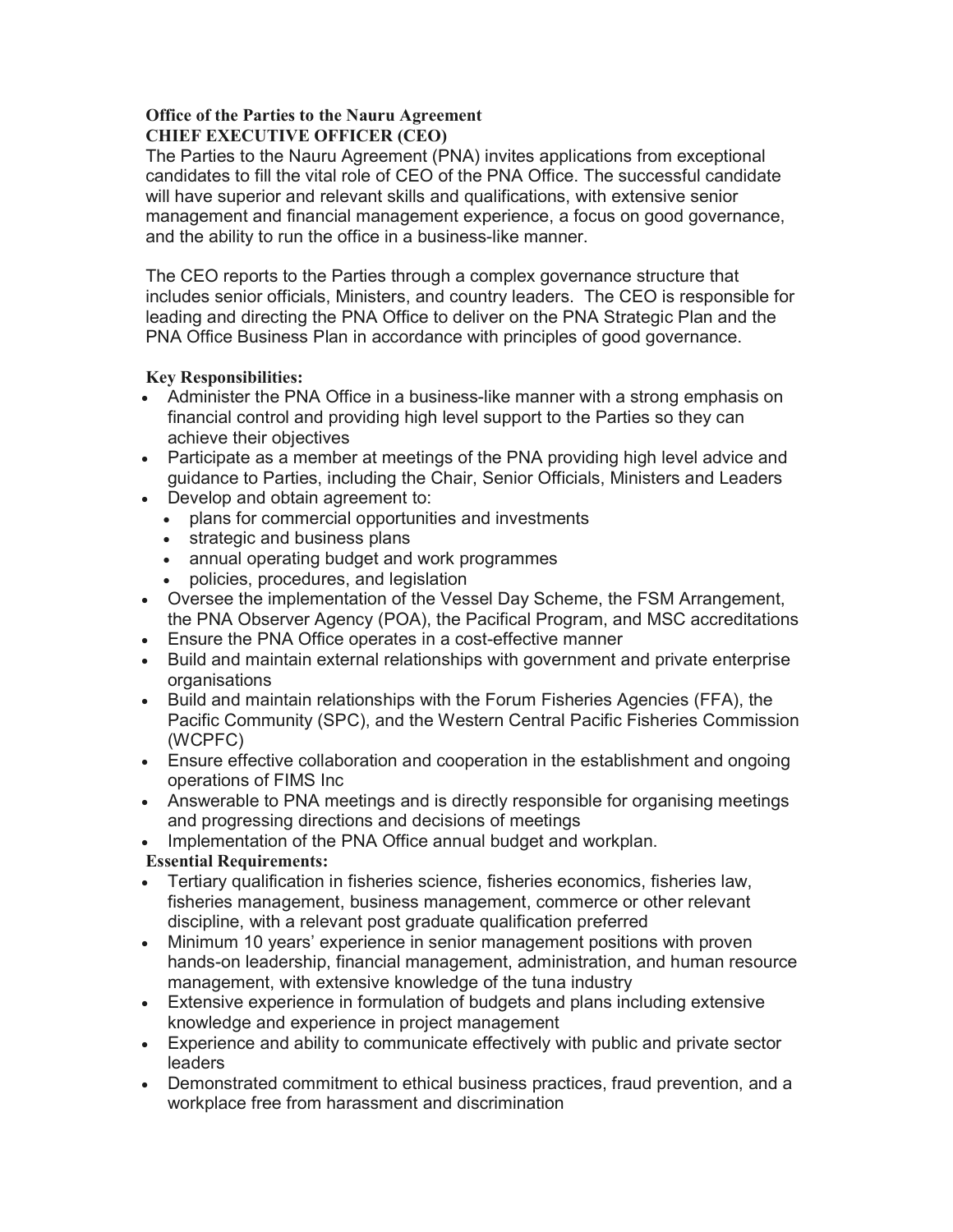**Office of the Parties to the Nauru Agreement**
**CHIEF EXECUTIVE OFFICER (CEO)**

The Parties to the Nauru Agreement (PNA) invites applications from exceptional candidates to fill the vital role of CEO of the PNA Office. The successful candidate will have superior and relevant skills and qualifications, with extensive senior management and financial management experience, a focus on good governance, and the ability to run the office in a business-like manner.

The CEO reports to the Parties through a complex governance structure that includes senior officials, Ministers, and country leaders. The CEO is responsible for leading and directing the PNA Office to deliver on the PNA Strategic Plan and the PNA Office Business Plan in accordance with principles of good governance.

**Key Responsibilities:**

- Administer the PNA Office in a business-like manner with a strong emphasis on financial control and providing high level support to the Parties so they can achieve their objectives
- Participate as a member at meetings of the PNA providing high level advice and guidance to Parties, including the Chair, Senior Officials, Ministers and Leaders
- Develop and obtain agreement to:
  - plans for commercial opportunities and investments
  - strategic and business plans
  - annual operating budget and work programmes
  - policies, procedures, and legislation
- Oversee the implementation of the Vessel Day Scheme, the FSM Arrangement, the PNA Observer Agency (POA), the Pacifical Program, and MSC accreditations
- Ensure the PNA Office operates in a cost-effective manner
- Build and maintain external relationships with government and private enterprise organisations
- Build and maintain relationships with the Forum Fisheries Agencies (FFA), the Pacific Community (SPC), and the Western Central Pacific Fisheries Commission (WCPFC)
- Ensure effective collaboration and cooperation in the establishment and ongoing operations of FIMS Inc
- Answerable to PNA meetings and is directly responsible for organising meetings and progressing directions and decisions of meetings
- Implementation of the PNA Office annual budget and workplan.

**Essential Requirements:**

- Tertiary qualification in fisheries science, fisheries economics, fisheries law, fisheries management, business management, commerce or other relevant discipline, with a relevant post graduate qualification preferred
- Minimum 10 years' experience in senior management positions with proven hands-on leadership, financial management, administration, and human resource management, with extensive knowledge of the tuna industry
- Extensive experience in formulation of budgets and plans including extensive knowledge and experience in project management
- Experience and ability to communicate effectively with public and private sector leaders
- Demonstrated commitment to ethical business practices, fraud prevention, and a workplace free from harassment and discrimination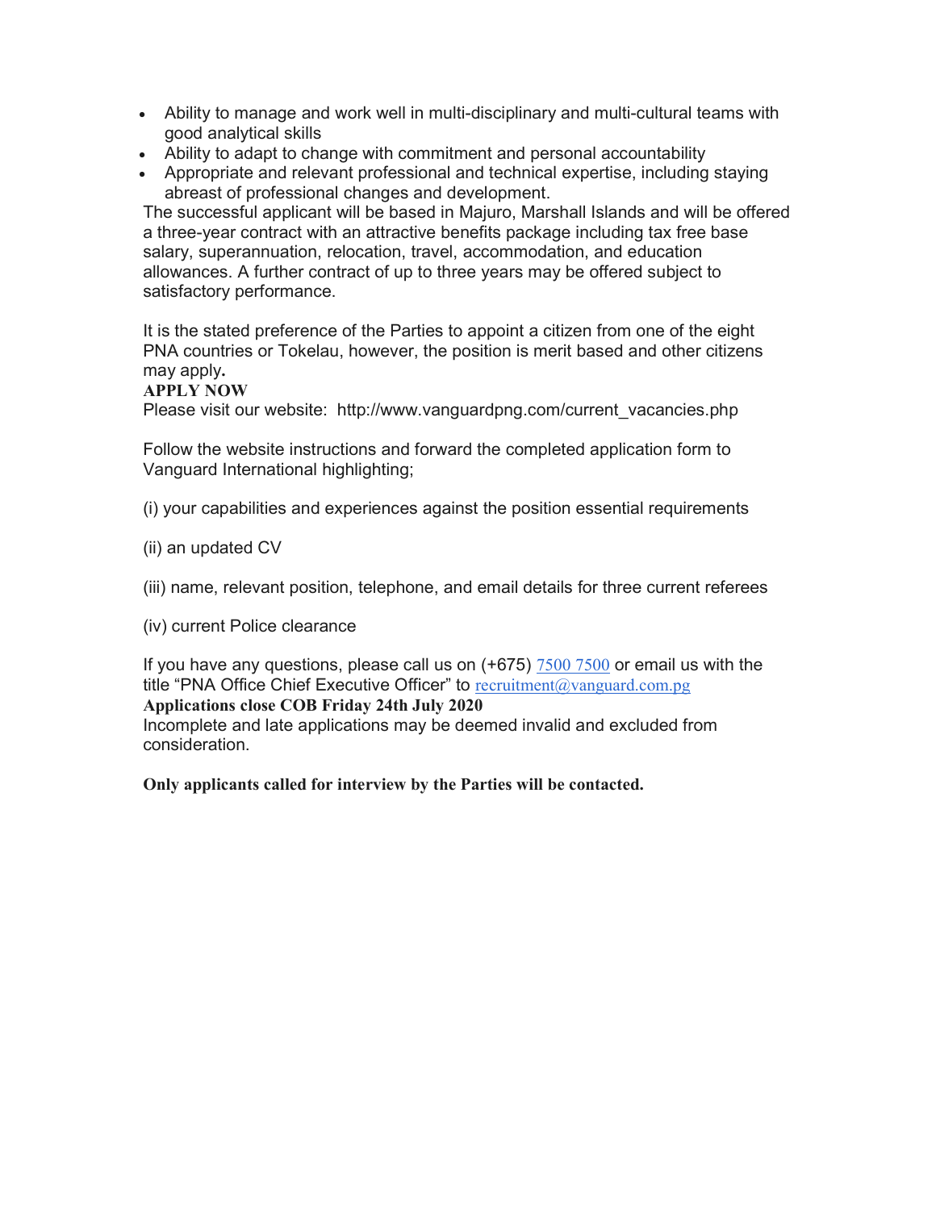- Ability to manage and work well in multi-disciplinary and multi-cultural teams with good analytical skills
- Ability to adapt to change with commitment and personal accountability
- Appropriate and relevant professional and technical expertise, including staying abreast of professional changes and development.

The successful applicant will be based in Majuro, Marshall Islands and will be offered a three-year contract with an attractive benefits package including tax free base salary, superannuation, relocation, travel, accommodation, and education allowances. A further contract of up to three years may be offered subject to satisfactory performance.

It is the stated preference of the Parties to appoint a citizen from one of the eight PNA countries or Tokelau, however, the position is merit based and other citizens may apply**.**

**APPLY NOW**

Please visit our website: http://www.vanguardpng.com/current_vacancies.php

Follow the website instructions and forward the completed application form to Vanguard International highlighting;

(i) your capabilities and experiences against the position essential requirements

(ii) an updated CV

(iii) name, relevant position, telephone, and email details for three current referees

(iv) current Police clearance

If you have any questions, please call us on (+675) 7500 7500 or email us with the title "PNA Office Chief Executive Officer" to recruitment@vanguard.com.pg

**Applications close COB Friday 24th July 2020**

Incomplete and late applications may be deemed invalid and excluded from consideration.

**Only applicants called for interview by the Parties will be contacted.**